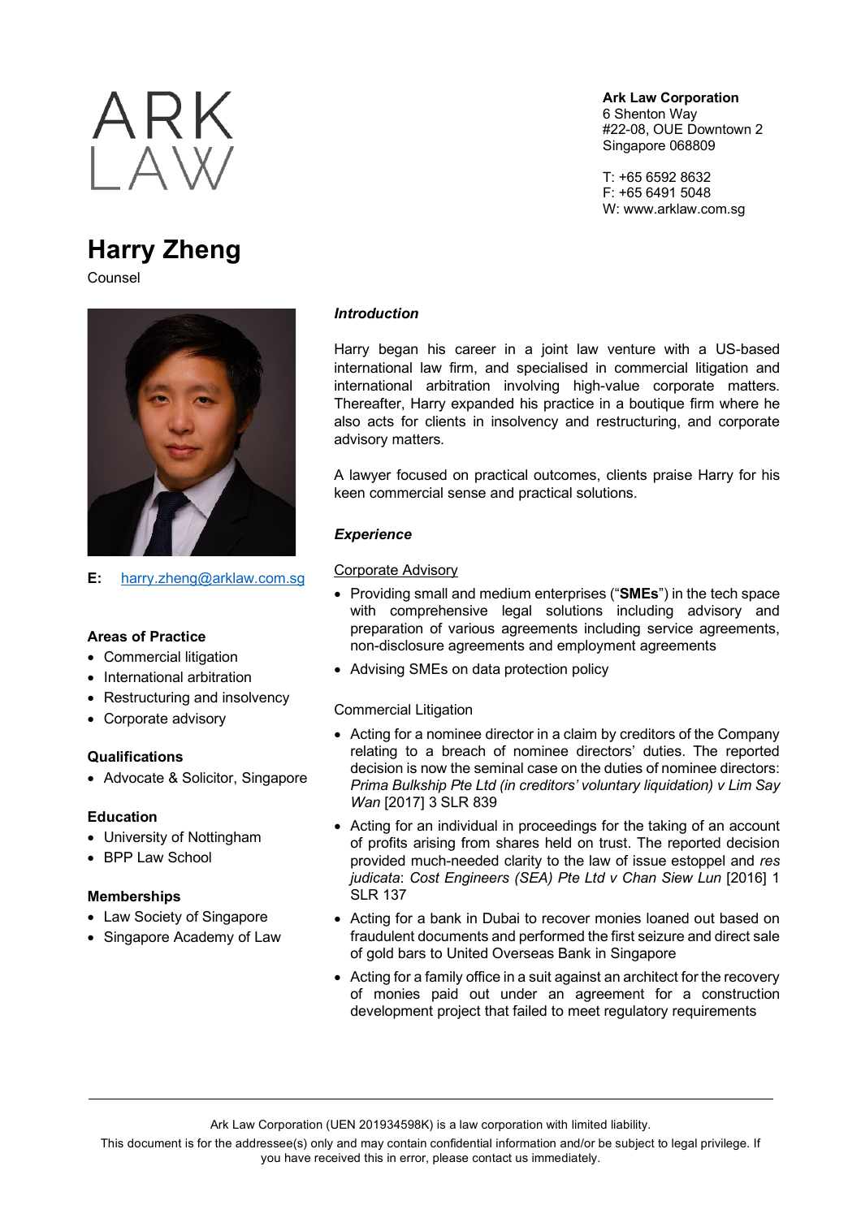ARK LAW

**Ark Law Corporation**
6 Shenton Way
#22-08, OUE Downtown 2
Singapore 068809

T: +65 6592 8632
F: +65 6491 5048
W: www.arklaw.com.sg

# Harry Zheng

Counsel

**E:** harry.zheng@arklaw.com.sg

### Areas of Practice

- Commercial litigation
- International arbitration
- Restructuring and insolvency
- Corporate advisory

### Qualifications

- Advocate & Solicitor, Singapore

### Education

- University of Nottingham
- BPP Law School

### Memberships

- Law Society of Singapore
- Singapore Academy of Law

### *Introduction*

Harry began his career in a joint law venture with a US-based international law firm, and specialised in commercial litigation and international arbitration involving high-value corporate matters. Thereafter, Harry expanded his practice in a boutique firm where he also acts for clients in insolvency and restructuring, and corporate advisory matters.

A lawyer focused on practical outcomes, clients praise Harry for his keen commercial sense and practical solutions.

### *Experience*

Corporate Advisory

- Providing small and medium enterprises ("**SMEs**") in the tech space with comprehensive legal solutions including advisory and preparation of various agreements including service agreements, non-disclosure agreements and employment agreements
- Advising SMEs on data protection policy

Commercial Litigation

- Acting for a nominee director in a claim by creditors of the Company relating to a breach of nominee directors' duties. The reported decision is now the seminal case on the duties of nominee directors: *Prima Bulkship Pte Ltd (in creditors' voluntary liquidation) v Lim Say Wan* [2017] 3 SLR 839
- Acting for an individual in proceedings for the taking of an account of profits arising from shares held on trust. The reported decision provided much-needed clarity to the law of issue estoppel and *res judicata*: *Cost Engineers (SEA) Pte Ltd v Chan Siew Lun* [2016] 1 SLR 137
- Acting for a bank in Dubai to recover monies loaned out based on fraudulent documents and performed the first seizure and direct sale of gold bars to United Overseas Bank in Singapore
- Acting for a family office in a suit against an architect for the recovery of monies paid out under an agreement for a construction development project that failed to meet regulatory requirements

Ark Law Corporation (UEN 201934598K) is a law corporation with limited liability.
This document is for the addressee(s) only and may contain confidential information and/or be subject to legal privilege. If you have received this in error, please contact us immediately.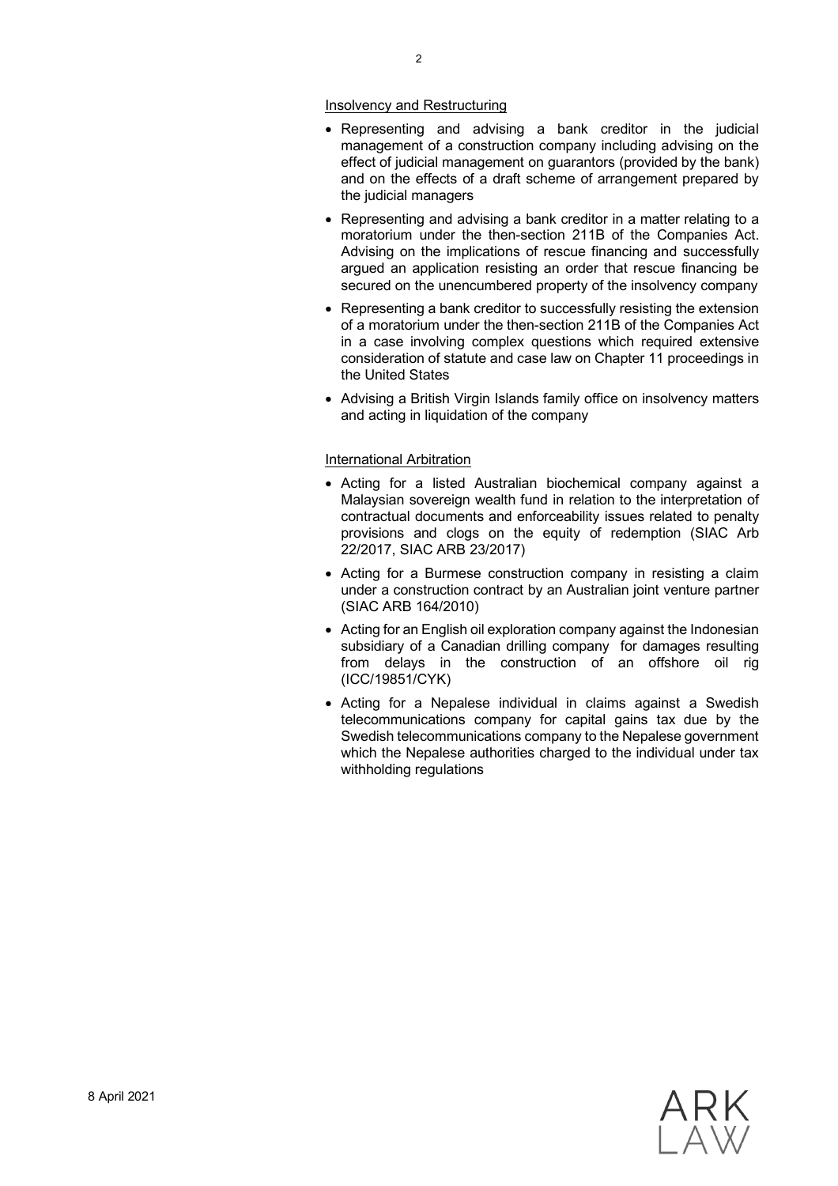Insolvency and Restructuring

- Representing and advising a bank creditor in the judicial management of a construction company including advising on the effect of judicial management on guarantors (provided by the bank) and on the effects of a draft scheme of arrangement prepared by the judicial managers
- Representing and advising a bank creditor in a matter relating to a moratorium under the then-section 211B of the Companies Act. Advising on the implications of rescue financing and successfully argued an application resisting an order that rescue financing be secured on the unencumbered property of the insolvency company
- Representing a bank creditor to successfully resisting the extension of a moratorium under the then-section 211B of the Companies Act in a case involving complex questions which required extensive consideration of statute and case law on Chapter 11 proceedings in the United States
- Advising a British Virgin Islands family office on insolvency matters and acting in liquidation of the company

International Arbitration

- Acting for a listed Australian biochemical company against a Malaysian sovereign wealth fund in relation to the interpretation of contractual documents and enforceability issues related to penalty provisions and clogs on the equity of redemption (SIAC Arb 22/2017, SIAC ARB 23/2017)
- Acting for a Burmese construction company in resisting a claim under a construction contract by an Australian joint venture partner (SIAC ARB 164/2010)
- Acting for an English oil exploration company against the Indonesian subsidiary of a Canadian drilling company for damages resulting from delays in the construction of an offshore oil rig (ICC/19851/CYK)
- Acting for a Nepalese individual in claims against a Swedish telecommunications company for capital gains tax due by the Swedish telecommunications company to the Nepalese government which the Nepalese authorities charged to the individual under tax withholding regulations

8 April 2021

ARK LAW